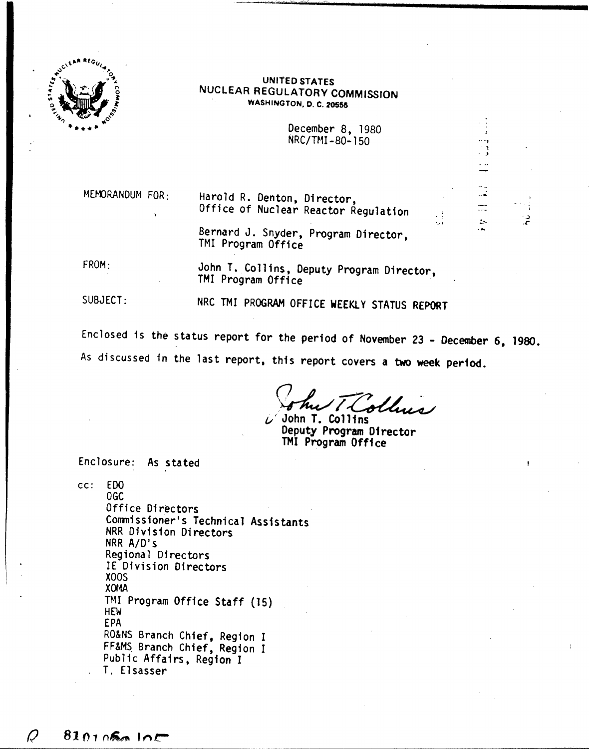UNITED STATES
NUCLEAR REGULATORY COMMISSION
WASHINGTON, D. C. 20555

December 8, 1980
NRC/TMI-80-150

MEMORANDUM FOR: Harold R. Denton, Director, Office of Nuclear Reactor Regulation

Bernard J. Snyder, Program Director, TMI Program Office

FROM: John T. Collins, Deputy Program Director, TMI Program Office

SUBJECT: NRC TMI PROGRAM OFFICE WEEKLY STATUS REPORT

Enclosed is the status report for the period of November 23 - December 6, 1980. As discussed in the last report, this report covers a two week period.

John T. Collins
Deputy Program Director
TMI Program Office

Enclosure: As stated

cc:
- EDO
- OGC
- Office Directors
- Commissioner's Technical Assistants
- NRR Division Directors
- NRR A/D's
- Regional Directors
- IE Division Directors
- XOOS
- XOMA
- TMI Program Office Staff (15)
- HEW
- EPA
- RO&NS Branch Chief, Region I
- FF&MS Branch Chief, Region I
- Public Affairs, Region I
- T. Elsasser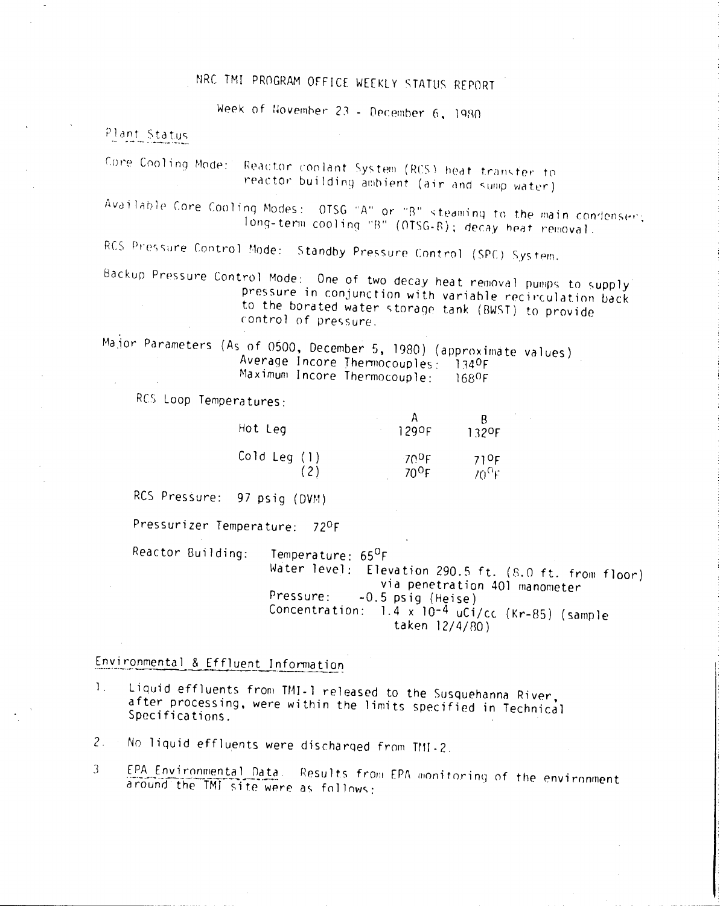# NRC TMI PROGRAM OFFICE WEEKLY STATUS REPORT

Week of November 23 - December 6, 1980

## Plant Status

Core Cooling Mode: Reactor Coolant System (RCS) heat transfer to reactor building ambient (air and sump water)

Available Core Cooling Modes: OTSG "A" or "B" steaming to the main condenser; long-term cooling "B" (OTSG-B); decay heat removal.

RCS Pressure Control Mode: Standby Pressure Control (SPC) System.

Backup Pressure Control Mode: One of two decay heat removal pumps to supply pressure in conjunction with variable recirculation back to the borated water storage tank (BWST) to provide control of pressure.

Major Parameters (As of 0500, December 5, 1980) (approximate values)
Average Incore Thermocouples: 134°F
Maximum Incore Thermocouple: 168°F

RCS Loop Temperatures:

| | A | B |
|---|---|---|
| Hot Leg | 129°F | 132°F |
| Cold Leg (1) | 70°F | 71°F |
| (2) | 70°F | 70°F |

RCS Pressure: 97 psig (DVM)

Pressurizer Temperature: 72°F

Reactor Building:
Temperature: 65°F
Water level: Elevation 290.5 ft. (8.0 ft. from floor) via penetration 401 manometer
Pressure: -0.5 psig (Heise)
Concentration: $1.4 \times 10^{-4}$ uCi/cc (Kr-85) (sample taken 12/4/80)

## Environmental & Effluent Information

1. Liquid effluents from TMI-1 released to the Susquehanna River, after processing, were within the limits specified in Technical Specifications.

2. No liquid effluents were discharged from TMI-2.

3. EPA Environmental Data. Results from EPA monitoring of the environment around the TMI site were as follows: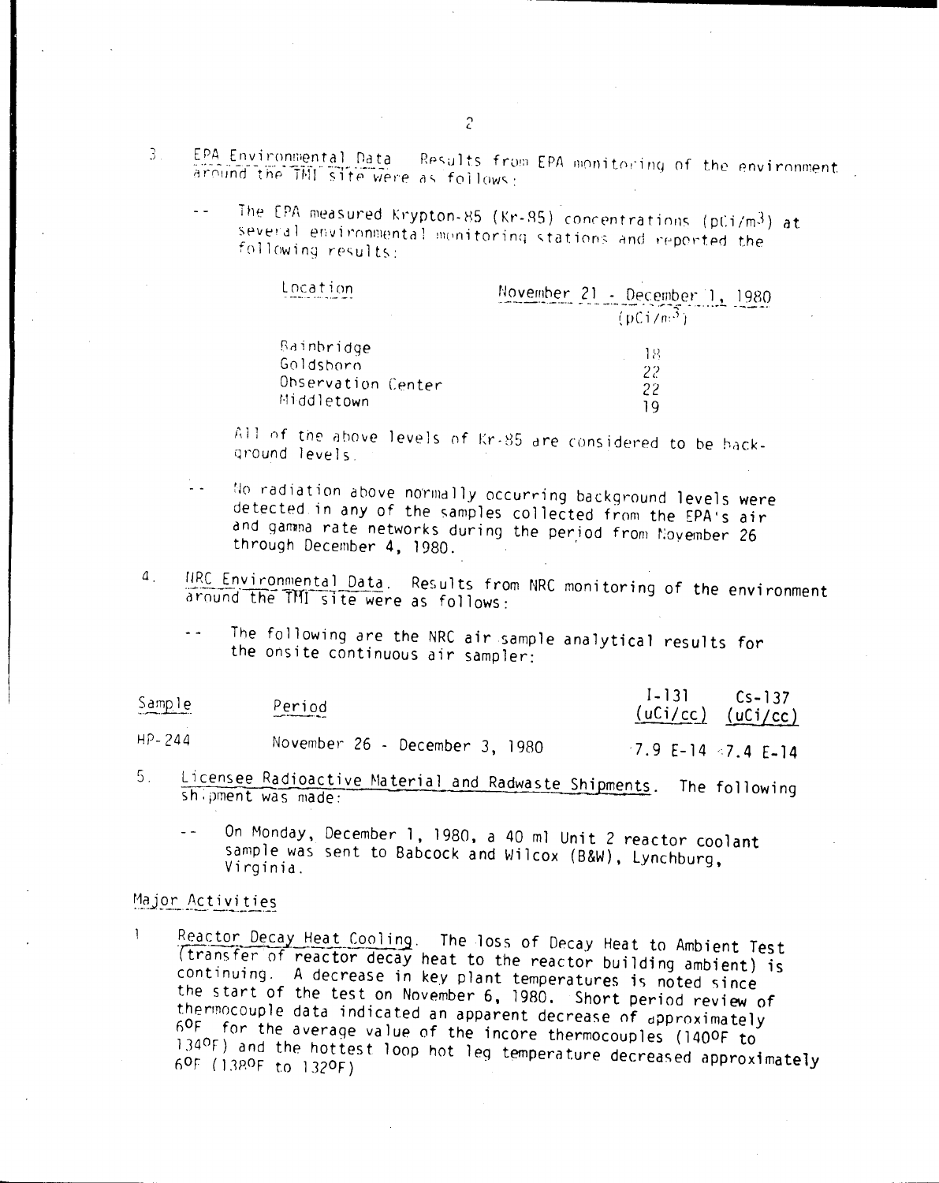3. EPA Environmental Data. Results from EPA monitoring of the environment around the TMI site were as follows:

   -- The EPA measured Krypton-85 (Kr-85) concentrations ($pCi/m^3$) at several environmental monitoring stations and reported the following results:

| Location | November 21 - December 1, 1980 ($pCi/m^3$) |
|---|---|
| Bainbridge | 18 |
| Goldsboro | 22 |
| Observation Center | 22 |
| Middletown | 19 |

   All of the above levels of Kr-85 are considered to be background levels.

   -- No radiation above normally occurring background levels were detected in any of the samples collected from the EPA's air and gamma rate networks during the period from November 26 through December 4, 1980.

4. NRC Environmental Data. Results from NRC monitoring of the environment around the TMI site were as follows:

   -- The following are the NRC air sample analytical results for the onsite continuous air sampler:

| Sample | Period | I-131 (uCi/cc) | Cs-137 (uCi/cc) |
|---|---|---|---|
| HP-244 | November 26 - December 3, 1980 | <7.9 E-14 | <7.4 E-14 |

5. Licensee Radioactive Material and Radwaste Shipments. The following shipment was made:

   -- On Monday, December 1, 1980, a 40 ml Unit 2 reactor coolant sample was sent to Babcock and Wilcox (B&W), Lynchburg, Virginia.

## Major Activities

1. Reactor Decay Heat Cooling. The loss of Decay Heat to Ambient Test (transfer of reactor decay heat to the reactor building ambient) is continuing. A decrease in key plant temperatures is noted since the start of the test on November 6, 1980. Short period review of thermocouple data indicated an apparent decrease of approximately 6°F for the average value of the incore thermocouples (140°F to 134°F) and the hottest loop hot leg temperature decreased approximately 6°F (138°F to 132°F)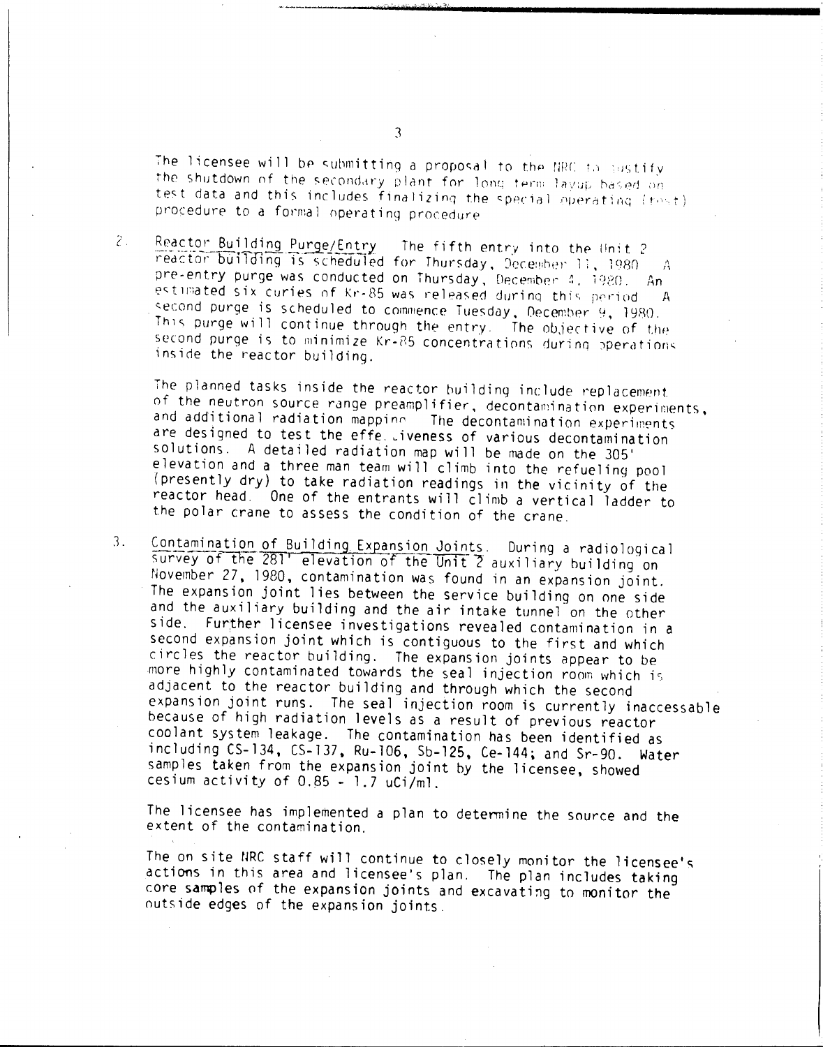The licensee will be submitting a proposal to the NRC to justify the shutdown of the secondary plant for long term layup based on test data and this includes finalizing the special operating (test) procedure to a formal operating procedure.

2. Reactor Building Purge/Entry. The fifth entry into the Unit 2 reactor building is scheduled for Thursday, December 11, 1980. A pre-entry purge was conducted on Thursday, December 4, 1980. An estimated six curies of Kr-85 was released during this period. A second purge is scheduled to commence Tuesday, December 9, 1980. This purge will continue through the entry. The objective of the second purge is to minimize Kr-85 concentrations during operations inside the reactor building.

   The planned tasks inside the reactor building include replacement of the neutron source range preamplifier, decontamination experiments, and additional radiation mapping. The decontamination experiments are designed to test the effectiveness of various decontamination solutions. A detailed radiation map will be made on the 305' elevation and a three man team will climb into the refueling pool (presently dry) to take radiation readings in the vicinity of the reactor head. One of the entrants will climb a vertical ladder to the polar crane to assess the condition of the crane.

3. Contamination of Building Expansion Joints. During a radiological survey of the 281' elevation of the Unit 2 auxiliary building on November 27, 1980, contamination was found in an expansion joint. The expansion joint lies between the service building on one side and the auxiliary building and the air intake tunnel on the other side. Further licensee investigations revealed contamination in a second expansion joint which is contiguous to the first and which circles the reactor building. The expansion joints appear to be more highly contaminated towards the seal injection room which is adjacent to the reactor building and through which the second expansion joint runs. The seal injection room is currently inaccessable because of high radiation levels as a result of previous reactor coolant system leakage. The contamination has been identified as including CS-134, CS-137, Ru-106, Sb-125, Ce-144; and Sr-90. Water samples taken from the expansion joint by the licensee, showed cesium activity of 0.85 - 1.7 uCi/ml.

   The licensee has implemented a plan to determine the source and the extent of the contamination.

   The on site NRC staff will continue to closely monitor the licensee's actions in this area and licensee's plan. The plan includes taking core samples of the expansion joints and excavating to monitor the outside edges of the expansion joints.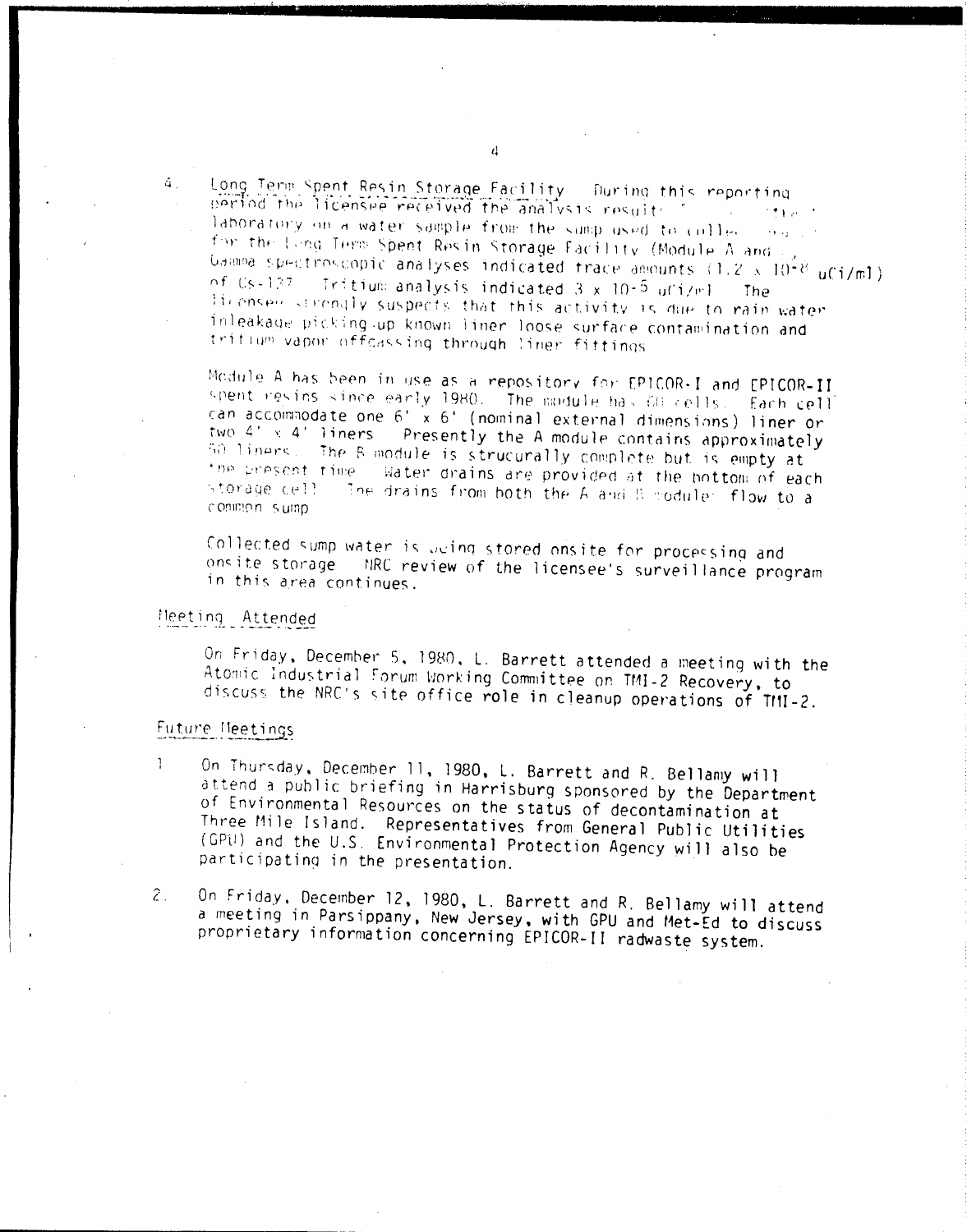4. Long Term Spent Resin Storage Facility  During this reporting period the licensee received the analysis results of ... the laboratory on a water sample from the sump used to collect ... for the Long Term Spent Resin Storage Facility (Module A and B). Gamma spectroscopic analyses indicated trace amounts ($1.2 \times 10^{-8}$ uCi/ml) of Cs-137. Tritium analysis indicated $3 \times 10^{-5}$ uCi/ml. The licensee strongly suspects that this activity is due to rain water inleakage picking up known liner loose surface contamination and tritium vapor offgassing through liner fittings.

   Module A has been in use as a repository for EPICOR-I and EPICOR-II spent resins since early 1980. The module has 60 cells. Each cell can accommodate one 6' x 6' (nominal external dimensions) liner or two 4' x 4' liners. Presently the A module contains approximately 50 liners. The B module is strucurally complete but is empty at the present time. Water drains are provided at the bottom of each storage cell. The drains from both the A and B modules flow to a common sump.

   Collected sump water is being stored onsite for processing and onsite storage. NRC review of the licensee's surveillance program in this area continues.

## Meeting Attended

On Friday, December 5, 1980, L. Barrett attended a meeting with the Atomic Industrial Forum Working Committee on TMI-2 Recovery, to discuss the NRC's site office role in cleanup operations of TMI-2.

## Future Meetings

1. On Thursday, December 11, 1980, L. Barrett and R. Bellamy will attend a public briefing in Harrisburg sponsored by the Department of Environmental Resources on the status of decontamination at Three Mile Island. Representatives from General Public Utilities (GPU) and the U.S. Environmental Protection Agency will also be participating in the presentation.

2. On Friday, December 12, 1980, L. Barrett and R. Bellamy will attend a meeting in Parsippany, New Jersey, with GPU and Met-Ed to discuss proprietary information concerning EPICOR-II radwaste system.